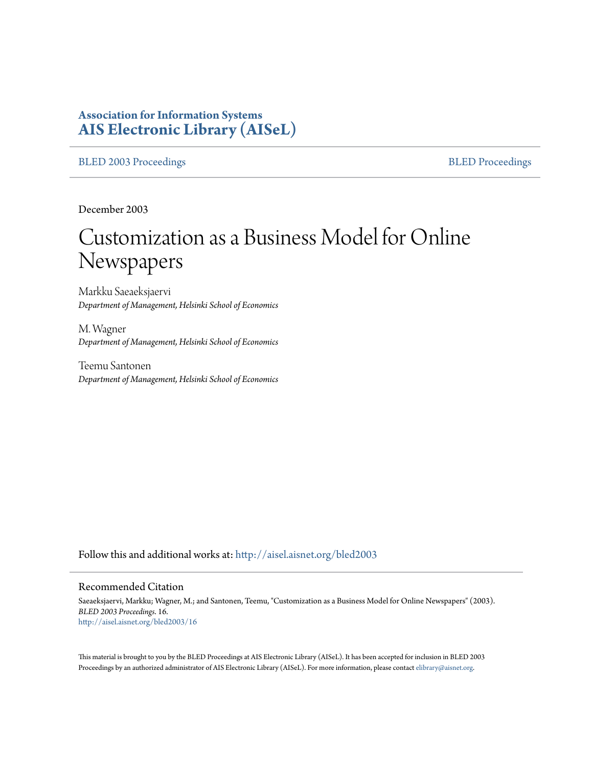**Association for Information Systems**
**AIS Electronic Library (AISeL)**

BLED 2003 Proceedings | BLED Proceedings

December 2003

# Customization as a Business Model for Online Newspapers

Markku Saeaeksjaervi
*Department of Management, Helsinki School of Economics*

M. Wagner
*Department of Management, Helsinki School of Economics*

Teemu Santonen
*Department of Management, Helsinki School of Economics*

Follow this and additional works at: http://aisel.aisnet.org/bled2003

## Recommended Citation

Saeaeksjaervi, Markku; Wagner, M.; and Santonen, Teemu, "Customization as a Business Model for Online Newspapers" (2003). *BLED 2003 Proceedings*. 16.
http://aisel.aisnet.org/bled2003/16

This material is brought to you by the BLED Proceedings at AIS Electronic Library (AISeL). It has been accepted for inclusion in BLED 2003 Proceedings by an authorized administrator of AIS Electronic Library (AISeL). For more information, please contact elibrary@aisnet.org.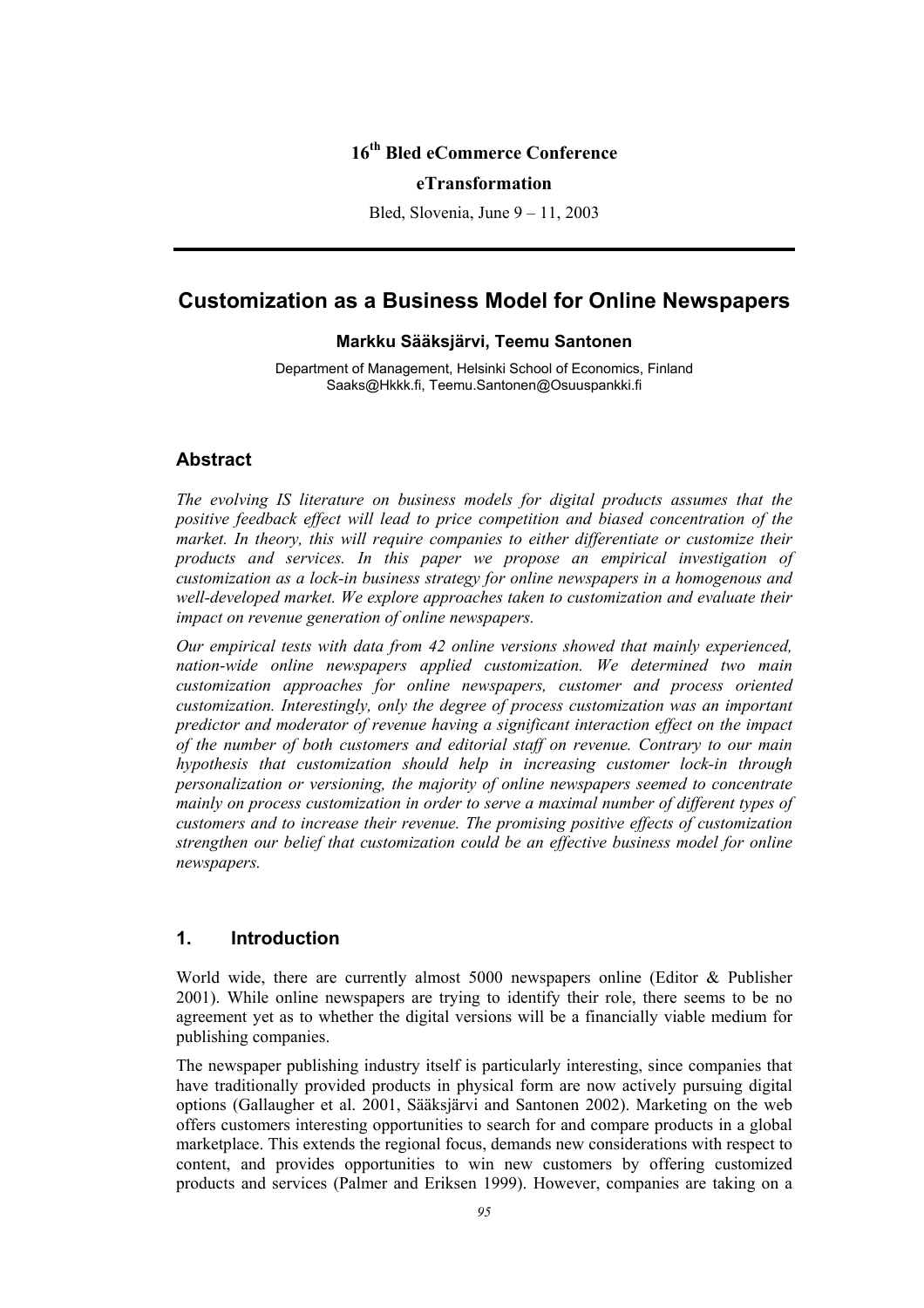16th Bled eCommerce Conference

**eTransformation**

Bled, Slovenia, June 9 – 11, 2003

---

# Customization as a Business Model for Online Newspapers

**Markku Sääksjärvi, Teemu Santonen**

Department of Management, Helsinki School of Economics, Finland
Saaks@Hkkk.fi, Teemu.Santonen@Osuuspankki.fi

## Abstract

*The evolving IS literature on business models for digital products assumes that the positive feedback effect will lead to price competition and biased concentration of the market. In theory, this will require companies to either differentiate or customize their products and services. In this paper we propose an empirical investigation of customization as a lock-in business strategy for online newspapers in a homogenous and well-developed market. We explore approaches taken to customization and evaluate their impact on revenue generation of online newspapers.*

*Our empirical tests with data from 42 online versions showed that mainly experienced, nation-wide online newspapers applied customization. We determined two main customization approaches for online newspapers, customer and process oriented customization. Interestingly, only the degree of process customization was an important predictor and moderator of revenue having a significant interaction effect on the impact of the number of both customers and editorial staff on revenue. Contrary to our main hypothesis that customization should help in increasing customer lock-in through personalization or versioning, the majority of online newspapers seemed to concentrate mainly on process customization in order to serve a maximal number of different types of customers and to increase their revenue. The promising positive effects of customization strengthen our belief that customization could be an effective business model for online newspapers.*

## 1. Introduction

World wide, there are currently almost 5000 newspapers online (Editor & Publisher 2001). While online newspapers are trying to identify their role, there seems to be no agreement yet as to whether the digital versions will be a financially viable medium for publishing companies.

The newspaper publishing industry itself is particularly interesting, since companies that have traditionally provided products in physical form are now actively pursuing digital options (Gallaugher et al. 2001, Sääksjärvi and Santonen 2002). Marketing on the web offers customers interesting opportunities to search for and compare products in a global marketplace. This extends the regional focus, demands new considerations with respect to content, and provides opportunities to win new customers by offering customized products and services (Palmer and Eriksen 1999). However, companies are taking on a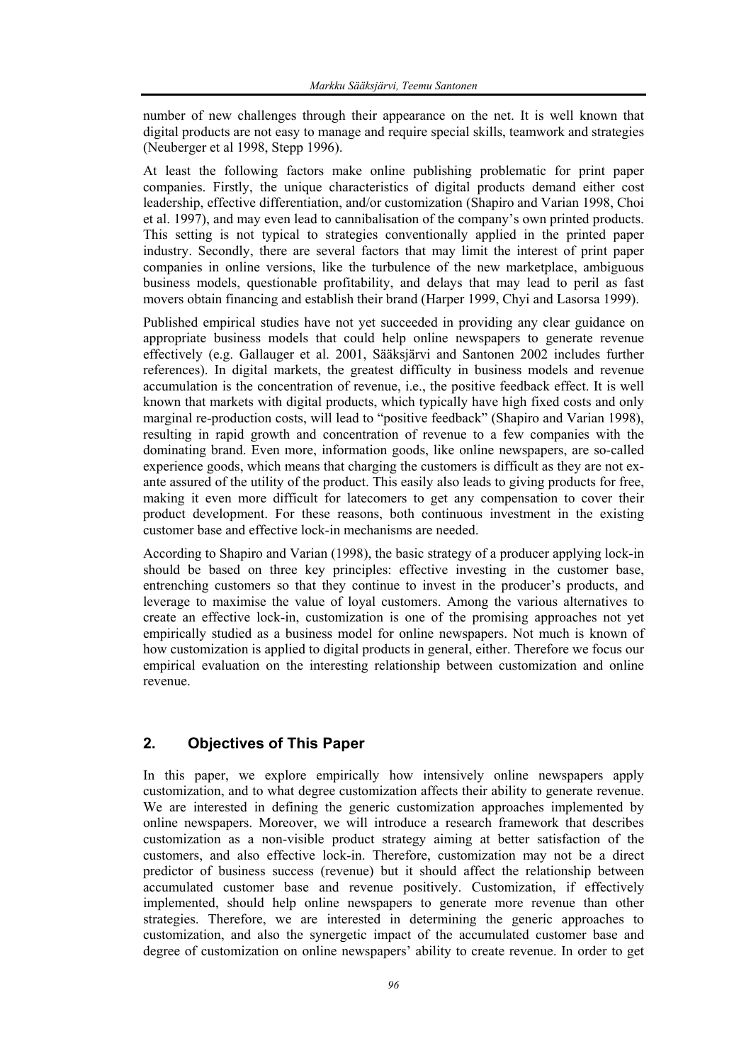number of new challenges through their appearance on the net. It is well known that digital products are not easy to manage and require special skills, teamwork and strategies (Neuberger et al 1998, Stepp 1996).

At least the following factors make online publishing problematic for print paper companies. Firstly, the unique characteristics of digital products demand either cost leadership, effective differentiation, and/or customization (Shapiro and Varian 1998, Choi et al. 1997), and may even lead to cannibalisation of the company's own printed products. This setting is not typical to strategies conventionally applied in the printed paper industry. Secondly, there are several factors that may limit the interest of print paper companies in online versions, like the turbulence of the new marketplace, ambiguous business models, questionable profitability, and delays that may lead to peril as fast movers obtain financing and establish their brand (Harper 1999, Chyi and Lasorsa 1999).

Published empirical studies have not yet succeeded in providing any clear guidance on appropriate business models that could help online newspapers to generate revenue effectively (e.g. Gallauger et al. 2001, Sääksjärvi and Santonen 2002 includes further references). In digital markets, the greatest difficulty in business models and revenue accumulation is the concentration of revenue, i.e., the positive feedback effect. It is well known that markets with digital products, which typically have high fixed costs and only marginal re-production costs, will lead to "positive feedback" (Shapiro and Varian 1998), resulting in rapid growth and concentration of revenue to a few companies with the dominating brand. Even more, information goods, like online newspapers, are so-called experience goods, which means that charging the customers is difficult as they are not ex-ante assured of the utility of the product. This easily also leads to giving products for free, making it even more difficult for latecomers to get any compensation to cover their product development. For these reasons, both continuous investment in the existing customer base and effective lock-in mechanisms are needed.

According to Shapiro and Varian (1998), the basic strategy of a producer applying lock-in should be based on three key principles: effective investing in the customer base, entrenching customers so that they continue to invest in the producer's products, and leverage to maximise the value of loyal customers. Among the various alternatives to create an effective lock-in, customization is one of the promising approaches not yet empirically studied as a business model for online newspapers. Not much is known of how customization is applied to digital products in general, either. Therefore we focus our empirical evaluation on the interesting relationship between customization and online revenue.

## 2. Objectives of This Paper

In this paper, we explore empirically how intensively online newspapers apply customization, and to what degree customization affects their ability to generate revenue. We are interested in defining the generic customization approaches implemented by online newspapers. Moreover, we will introduce a research framework that describes customization as a non-visible product strategy aiming at better satisfaction of the customers, and also effective lock-in. Therefore, customization may not be a direct predictor of business success (revenue) but it should affect the relationship between accumulated customer base and revenue positively. Customization, if effectively implemented, should help online newspapers to generate more revenue than other strategies. Therefore, we are interested in determining the generic approaches to customization, and also the synergetic impact of the accumulated customer base and degree of customization on online newspapers' ability to create revenue. In order to get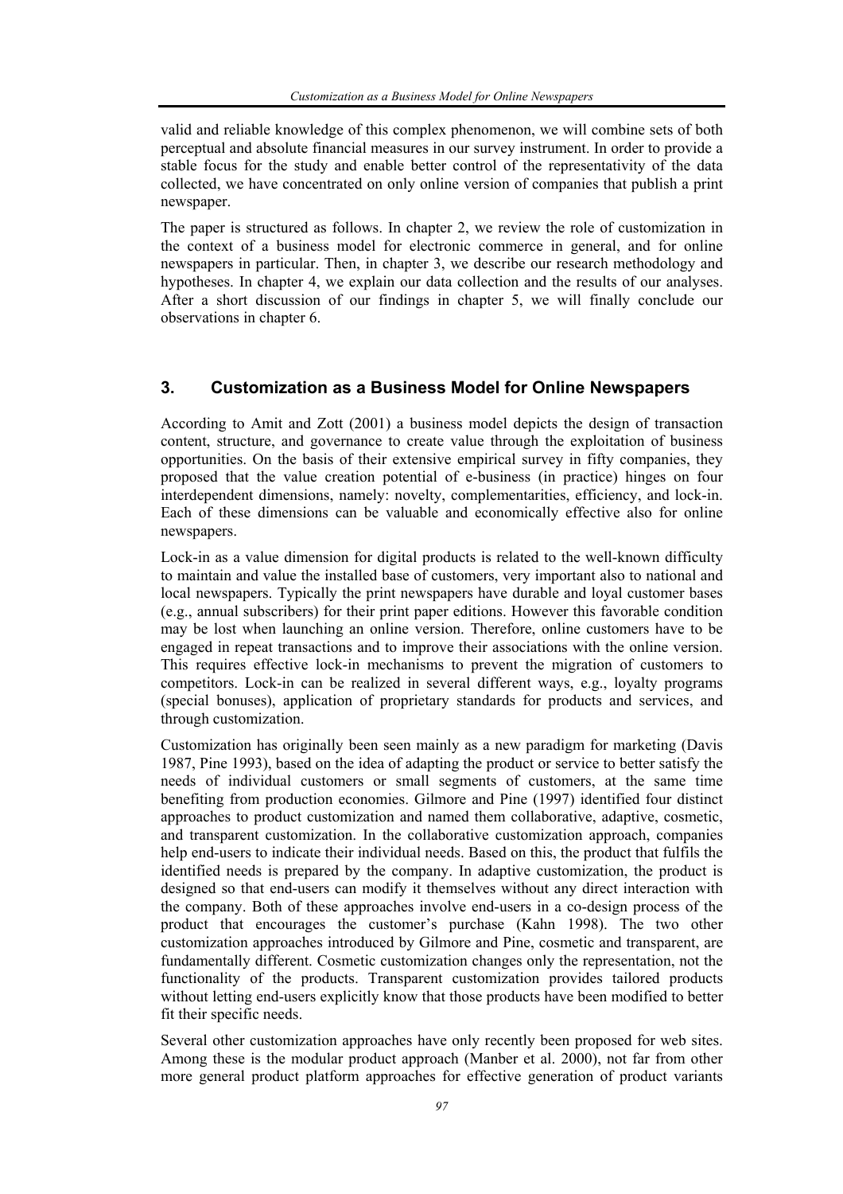valid and reliable knowledge of this complex phenomenon, we will combine sets of both perceptual and absolute financial measures in our survey instrument. In order to provide a stable focus for the study and enable better control of the representativity of the data collected, we have concentrated on only online version of companies that publish a print newspaper.

The paper is structured as follows. In chapter 2, we review the role of customization in the context of a business model for electronic commerce in general, and for online newspapers in particular. Then, in chapter 3, we describe our research methodology and hypotheses. In chapter 4, we explain our data collection and the results of our analyses. After a short discussion of our findings in chapter 5, we will finally conclude our observations in chapter 6.

## 3. Customization as a Business Model for Online Newspapers

According to Amit and Zott (2001) a business model depicts the design of transaction content, structure, and governance to create value through the exploitation of business opportunities. On the basis of their extensive empirical survey in fifty companies, they proposed that the value creation potential of e-business (in practice) hinges on four interdependent dimensions, namely: novelty, complementarities, efficiency, and lock-in. Each of these dimensions can be valuable and economically effective also for online newspapers.

Lock-in as a value dimension for digital products is related to the well-known difficulty to maintain and value the installed base of customers, very important also to national and local newspapers. Typically the print newspapers have durable and loyal customer bases (e.g., annual subscribers) for their print paper editions. However this favorable condition may be lost when launching an online version. Therefore, online customers have to be engaged in repeat transactions and to improve their associations with the online version. This requires effective lock-in mechanisms to prevent the migration of customers to competitors. Lock-in can be realized in several different ways, e.g., loyalty programs (special bonuses), application of proprietary standards for products and services, and through customization.

Customization has originally been seen mainly as a new paradigm for marketing (Davis 1987, Pine 1993), based on the idea of adapting the product or service to better satisfy the needs of individual customers or small segments of customers, at the same time benefiting from production economies. Gilmore and Pine (1997) identified four distinct approaches to product customization and named them collaborative, adaptive, cosmetic, and transparent customization. In the collaborative customization approach, companies help end-users to indicate their individual needs. Based on this, the product that fulfils the identified needs is prepared by the company. In adaptive customization, the product is designed so that end-users can modify it themselves without any direct interaction with the company. Both of these approaches involve end-users in a co-design process of the product that encourages the customer's purchase (Kahn 1998). The two other customization approaches introduced by Gilmore and Pine, cosmetic and transparent, are fundamentally different. Cosmetic customization changes only the representation, not the functionality of the products. Transparent customization provides tailored products without letting end-users explicitly know that those products have been modified to better fit their specific needs.

Several other customization approaches have only recently been proposed for web sites. Among these is the modular product approach (Manber et al. 2000), not far from other more general product platform approaches for effective generation of product variants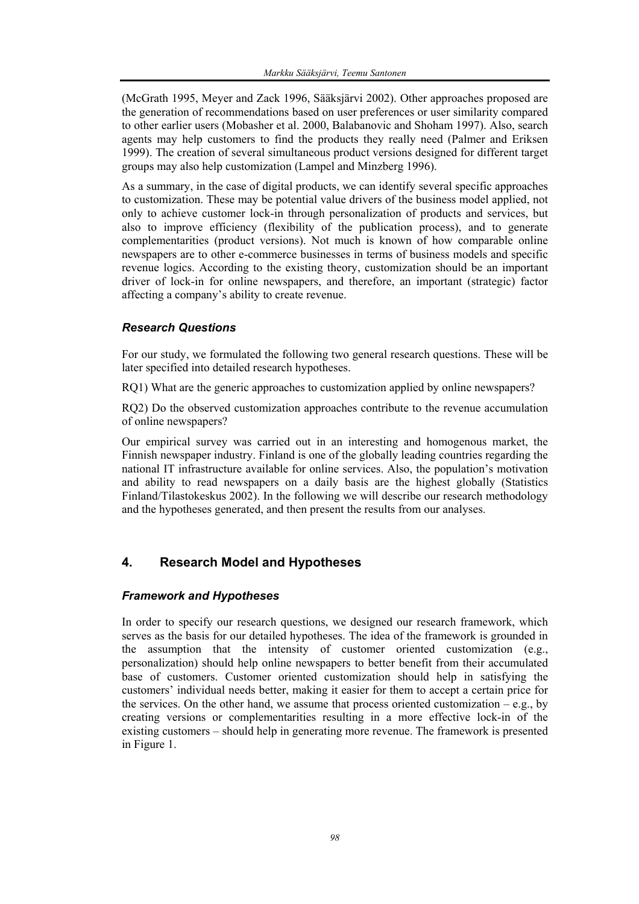(McGrath 1995, Meyer and Zack 1996, Sääksjärvi 2002). Other approaches proposed are the generation of recommendations based on user preferences or user similarity compared to other earlier users (Mobasher et al. 2000, Balabanovic and Shoham 1997). Also, search agents may help customers to find the products they really need (Palmer and Eriksen 1999). The creation of several simultaneous product versions designed for different target groups may also help customization (Lampel and Minzberg 1996).

As a summary, in the case of digital products, we can identify several specific approaches to customization. These may be potential value drivers of the business model applied, not only to achieve customer lock-in through personalization of products and services, but also to improve efficiency (flexibility of the publication process), and to generate complementarities (product versions). Not much is known of how comparable online newspapers are to other e-commerce businesses in terms of business models and specific revenue logics. According to the existing theory, customization should be an important driver of lock-in for online newspapers, and therefore, an important (strategic) factor affecting a company's ability to create revenue.

### *Research Questions*

For our study, we formulated the following two general research questions. These will be later specified into detailed research hypotheses.

RQ1) What are the generic approaches to customization applied by online newspapers?

RQ2) Do the observed customization approaches contribute to the revenue accumulation of online newspapers?

Our empirical survey was carried out in an interesting and homogenous market, the Finnish newspaper industry. Finland is one of the globally leading countries regarding the national IT infrastructure available for online services. Also, the population's motivation and ability to read newspapers on a daily basis are the highest globally (Statistics Finland/Tilastokeskus 2002). In the following we will describe our research methodology and the hypotheses generated, and then present the results from our analyses.

## 4. Research Model and Hypotheses

### *Framework and Hypotheses*

In order to specify our research questions, we designed our research framework, which serves as the basis for our detailed hypotheses. The idea of the framework is grounded in the assumption that the intensity of customer oriented customization (e.g., personalization) should help online newspapers to better benefit from their accumulated base of customers. Customer oriented customization should help in satisfying the customers' individual needs better, making it easier for them to accept a certain price for the services. On the other hand, we assume that process oriented customization – e.g., by creating versions or complementarities resulting in a more effective lock-in of the existing customers – should help in generating more revenue. The framework is presented in Figure 1.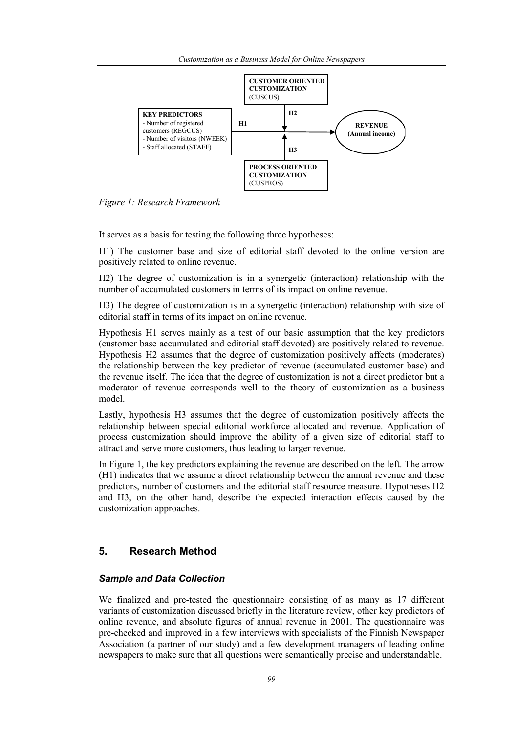KEY PREDICTORS
- Number of registered customers (REGCUS)
- Number of visitors (NWEEK)
- Staff allocated (STAFF)

CUSTOMER ORIENTED CUSTOMIZATION (CUSCUS)

PROCESS ORIENTED CUSTOMIZATION (CUSPROS)

REVENUE (Annual income)

H1 H2 H3

*Figure 1: Research Framework*

It serves as a basis for testing the following three hypotheses:

H1) The customer base and size of editorial staff devoted to the online version are positively related to online revenue.

H2) The degree of customization is in a synergetic (interaction) relationship with the number of accumulated customers in terms of its impact on online revenue.

H3) The degree of customization is in a synergetic (interaction) relationship with size of editorial staff in terms of its impact on online revenue.

Hypothesis H1 serves mainly as a test of our basic assumption that the key predictors (customer base accumulated and editorial staff devoted) are positively related to revenue. Hypothesis H2 assumes that the degree of customization positively affects (moderates) the relationship between the key predictor of revenue (accumulated customer base) and the revenue itself. The idea that the degree of customization is not a direct predictor but a moderator of revenue corresponds well to the theory of customization as a business model.

Lastly, hypothesis H3 assumes that the degree of customization positively affects the relationship between special editorial workforce allocated and revenue. Application of process customization should improve the ability of a given size of editorial staff to attract and serve more customers, thus leading to larger revenue.

In Figure 1, the key predictors explaining the revenue are described on the left. The arrow (H1) indicates that we assume a direct relationship between the annual revenue and these predictors, number of customers and the editorial staff resource measure. Hypotheses H2 and H3, on the other hand, describe the expected interaction effects caused by the customization approaches.

## 5. Research Method

### *Sample and Data Collection*

We finalized and pre-tested the questionnaire consisting of as many as 17 different variants of customization discussed briefly in the literature review, other key predictors of online revenue, and absolute figures of annual revenue in 2001. The questionnaire was pre-checked and improved in a few interviews with specialists of the Finnish Newspaper Association (a partner of our study) and a few development managers of leading online newspapers to make sure that all questions were semantically precise and understandable.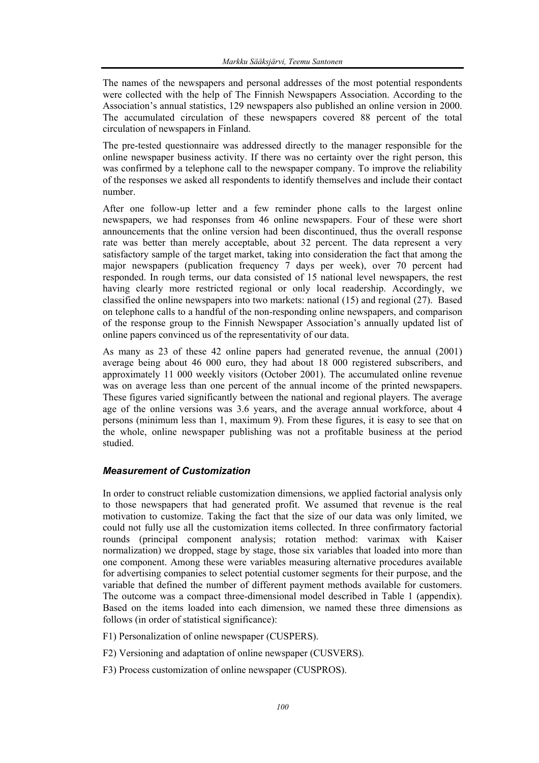The names of the newspapers and personal addresses of the most potential respondents were collected with the help of The Finnish Newspapers Association. According to the Association's annual statistics, 129 newspapers also published an online version in 2000. The accumulated circulation of these newspapers covered 88 percent of the total circulation of newspapers in Finland.

The pre-tested questionnaire was addressed directly to the manager responsible for the online newspaper business activity. If there was no certainty over the right person, this was confirmed by a telephone call to the newspaper company. To improve the reliability of the responses we asked all respondents to identify themselves and include their contact number.

After one follow-up letter and a few reminder phone calls to the largest online newspapers, we had responses from 46 online newspapers. Four of these were short announcements that the online version had been discontinued, thus the overall response rate was better than merely acceptable, about 32 percent. The data represent a very satisfactory sample of the target market, taking into consideration the fact that among the major newspapers (publication frequency 7 days per week), over 70 percent had responded. In rough terms, our data consisted of 15 national level newspapers, the rest having clearly more restricted regional or only local readership. Accordingly, we classified the online newspapers into two markets: national (15) and regional (27). Based on telephone calls to a handful of the non-responding online newspapers, and comparison of the response group to the Finnish Newspaper Association's annually updated list of online papers convinced us of the representativity of our data.

As many as 23 of these 42 online papers had generated revenue, the annual (2001) average being about 46 000 euro, they had about 18 000 registered subscribers, and approximately 11 000 weekly visitors (October 2001). The accumulated online revenue was on average less than one percent of the annual income of the printed newspapers. These figures varied significantly between the national and regional players. The average age of the online versions was 3.6 years, and the average annual workforce, about 4 persons (minimum less than 1, maximum 9). From these figures, it is easy to see that on the whole, online newspaper publishing was not a profitable business at the period studied.

### *Measurement of Customization*

In order to construct reliable customization dimensions, we applied factorial analysis only to those newspapers that had generated profit. We assumed that revenue is the real motivation to customize. Taking the fact that the size of our data was only limited, we could not fully use all the customization items collected. In three confirmatory factorial rounds (principal component analysis; rotation method: varimax with Kaiser normalization) we dropped, stage by stage, those six variables that loaded into more than one component. Among these were variables measuring alternative procedures available for advertising companies to select potential customer segments for their purpose, and the variable that defined the number of different payment methods available for customers. The outcome was a compact three-dimensional model described in Table 1 (appendix). Based on the items loaded into each dimension, we named these three dimensions as follows (in order of statistical significance):

F1) Personalization of online newspaper (CUSPERS).

F2) Versioning and adaptation of online newspaper (CUSVERS).

F3) Process customization of online newspaper (CUSPROS).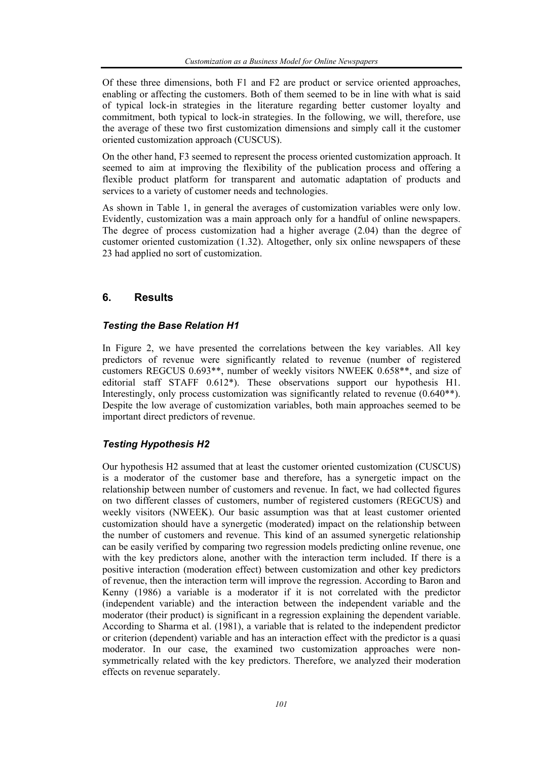Of these three dimensions, both F1 and F2 are product or service oriented approaches, enabling or affecting the customers. Both of them seemed to be in line with what is said of typical lock-in strategies in the literature regarding better customer loyalty and commitment, both typical to lock-in strategies. In the following, we will, therefore, use the average of these two first customization dimensions and simply call it the customer oriented customization approach (CUSCUS).

On the other hand, F3 seemed to represent the process oriented customization approach. It seemed to aim at improving the flexibility of the publication process and offering a flexible product platform for transparent and automatic adaptation of products and services to a variety of customer needs and technologies.

As shown in Table 1, in general the averages of customization variables were only low. Evidently, customization was a main approach only for a handful of online newspapers. The degree of process customization had a higher average (2.04) than the degree of customer oriented customization (1.32). Altogether, only six online newspapers of these 23 had applied no sort of customization.

## 6. Results

### *Testing the Base Relation H1*

In Figure 2, we have presented the correlations between the key variables. All key predictors of revenue were significantly related to revenue (number of registered customers REGCUS 0.693**, number of weekly visitors NWEEK 0.658**, and size of editorial staff STAFF 0.612*). These observations support our hypothesis H1. Interestingly, only process customization was significantly related to revenue (0.640**). Despite the low average of customization variables, both main approaches seemed to be important direct predictors of revenue.

### *Testing Hypothesis H2*

Our hypothesis H2 assumed that at least the customer oriented customization (CUSCUS) is a moderator of the customer base and therefore, has a synergetic impact on the relationship between number of customers and revenue. In fact, we had collected figures on two different classes of customers, number of registered customers (REGCUS) and weekly visitors (NWEEK). Our basic assumption was that at least customer oriented customization should have a synergetic (moderated) impact on the relationship between the number of customers and revenue. This kind of an assumed synergetic relationship can be easily verified by comparing two regression models predicting online revenue, one with the key predictors alone, another with the interaction term included. If there is a positive interaction (moderation effect) between customization and other key predictors of revenue, then the interaction term will improve the regression. According to Baron and Kenny (1986) a variable is a moderator if it is not correlated with the predictor (independent variable) and the interaction between the independent variable and the moderator (their product) is significant in a regression explaining the dependent variable. According to Sharma et al. (1981), a variable that is related to the independent predictor or criterion (dependent) variable and has an interaction effect with the predictor is a quasi moderator. In our case, the examined two customization approaches were non-symmetrically related with the key predictors. Therefore, we analyzed their moderation effects on revenue separately.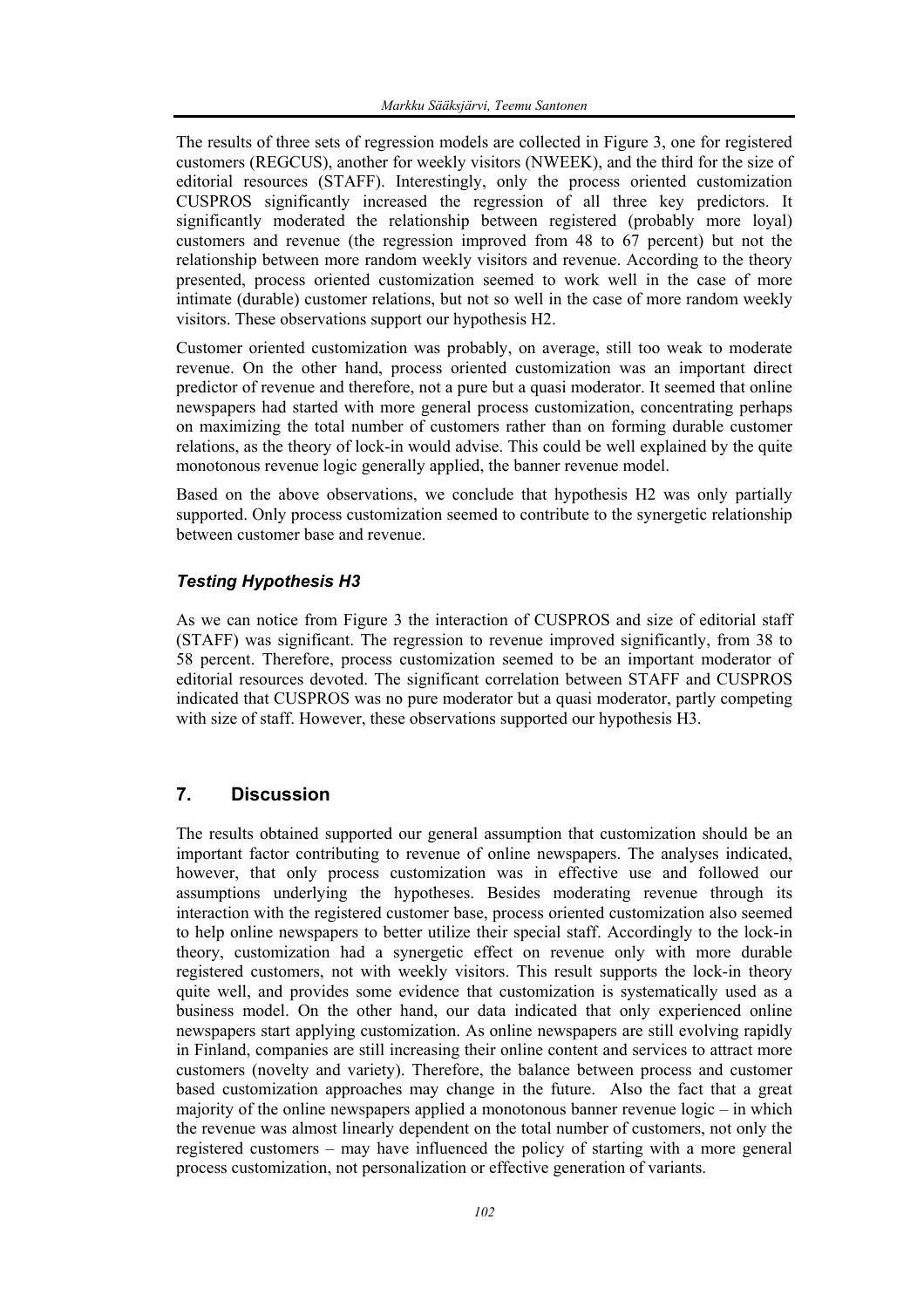The results of three sets of regression models are collected in Figure 3, one for registered customers (REGCUS), another for weekly visitors (NWEEK), and the third for the size of editorial resources (STAFF). Interestingly, only the process oriented customization CUSPROS significantly increased the regression of all three key predictors. It significantly moderated the relationship between registered (probably more loyal) customers and revenue (the regression improved from 48 to 67 percent) but not the relationship between more random weekly visitors and revenue. According to the theory presented, process oriented customization seemed to work well in the case of more intimate (durable) customer relations, but not so well in the case of more random weekly visitors. These observations support our hypothesis H2.

Customer oriented customization was probably, on average, still too weak to moderate revenue. On the other hand, process oriented customization was an important direct predictor of revenue and therefore, not a pure but a quasi moderator. It seemed that online newspapers had started with more general process customization, concentrating perhaps on maximizing the total number of customers rather than on forming durable customer relations, as the theory of lock-in would advise. This could be well explained by the quite monotonous revenue logic generally applied, the banner revenue model.

Based on the above observations, we conclude that hypothesis H2 was only partially supported. Only process customization seemed to contribute to the synergetic relationship between customer base and revenue.

### *Testing Hypothesis H3*

As we can notice from Figure 3 the interaction of CUSPROS and size of editorial staff (STAFF) was significant. The regression to revenue improved significantly, from 38 to 58 percent. Therefore, process customization seemed to be an important moderator of editorial resources devoted. The significant correlation between STAFF and CUSPROS indicated that CUSPROS was no pure moderator but a quasi moderator, partly competing with size of staff. However, these observations supported our hypothesis H3.

## 7. Discussion

The results obtained supported our general assumption that customization should be an important factor contributing to revenue of online newspapers. The analyses indicated, however, that only process customization was in effective use and followed our assumptions underlying the hypotheses. Besides moderating revenue through its interaction with the registered customer base, process oriented customization also seemed to help online newspapers to better utilize their special staff. Accordingly to the lock-in theory, customization had a synergetic effect on revenue only with more durable registered customers, not with weekly visitors. This result supports the lock-in theory quite well, and provides some evidence that customization is systematically used as a business model. On the other hand, our data indicated that only experienced online newspapers start applying customization. As online newspapers are still evolving rapidly in Finland, companies are still increasing their online content and services to attract more customers (novelty and variety). Therefore, the balance between process and customer based customization approaches may change in the future. Also the fact that a great majority of the online newspapers applied a monotonous banner revenue logic – in which the revenue was almost linearly dependent on the total number of customers, not only the registered customers – may have influenced the policy of starting with a more general process customization, not personalization or effective generation of variants.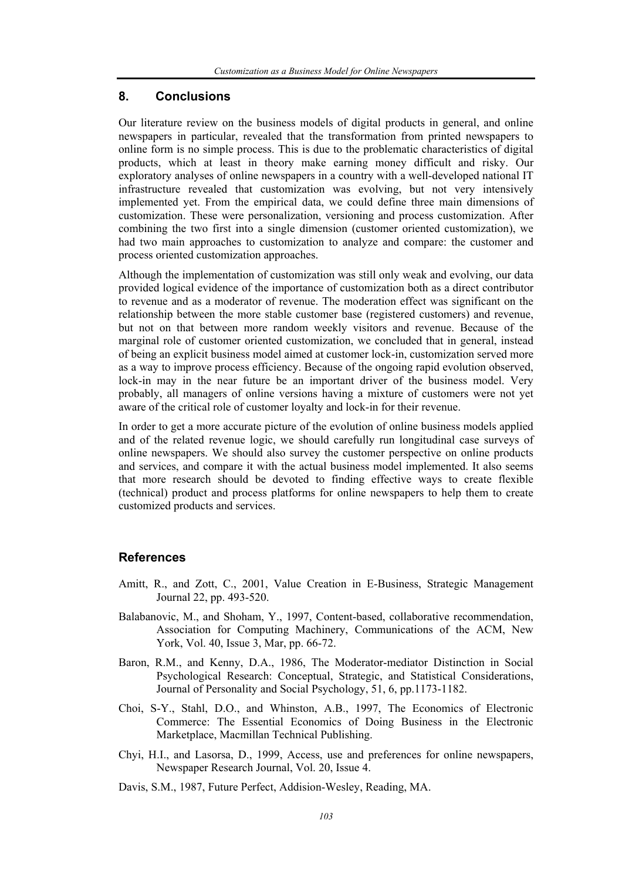## 8. Conclusions

Our literature review on the business models of digital products in general, and online newspapers in particular, revealed that the transformation from printed newspapers to online form is no simple process. This is due to the problematic characteristics of digital products, which at least in theory make earning money difficult and risky. Our exploratory analyses of online newspapers in a country with a well-developed national IT infrastructure revealed that customization was evolving, but not very intensively implemented yet. From the empirical data, we could define three main dimensions of customization. These were personalization, versioning and process customization. After combining the two first into a single dimension (customer oriented customization), we had two main approaches to customization to analyze and compare: the customer and process oriented customization approaches.

Although the implementation of customization was still only weak and evolving, our data provided logical evidence of the importance of customization both as a direct contributor to revenue and as a moderator of revenue. The moderation effect was significant on the relationship between the more stable customer base (registered customers) and revenue, but not on that between more random weekly visitors and revenue. Because of the marginal role of customer oriented customization, we concluded that in general, instead of being an explicit business model aimed at customer lock-in, customization served more as a way to improve process efficiency. Because of the ongoing rapid evolution observed, lock-in may in the near future be an important driver of the business model. Very probably, all managers of online versions having a mixture of customers were not yet aware of the critical role of customer loyalty and lock-in for their revenue.

In order to get a more accurate picture of the evolution of online business models applied and of the related revenue logic, we should carefully run longitudinal case surveys of online newspapers. We should also survey the customer perspective on online products and services, and compare it with the actual business model implemented. It also seems that more research should be devoted to finding effective ways to create flexible (technical) product and process platforms for online newspapers to help them to create customized products and services.

## References

Amitt, R., and Zott, C., 2001, Value Creation in E-Business, Strategic Management Journal 22, pp. 493-520.

Balabanovic, M., and Shoham, Y., 1997, Content-based, collaborative recommendation, Association for Computing Machinery, Communications of the ACM, New York, Vol. 40, Issue 3, Mar, pp. 66-72.

Baron, R.M., and Kenny, D.A., 1986, The Moderator-mediator Distinction in Social Psychological Research: Conceptual, Strategic, and Statistical Considerations, Journal of Personality and Social Psychology, 51, 6, pp.1173-1182.

Choi, S-Y., Stahl, D.O., and Whinston, A.B., 1997, The Economics of Electronic Commerce: The Essential Economics of Doing Business in the Electronic Marketplace, Macmillan Technical Publishing.

Chyi, H.I., and Lasorsa, D., 1999, Access, use and preferences for online newspapers, Newspaper Research Journal, Vol. 20, Issue 4.

Davis, S.M., 1987, Future Perfect, Addision-Wesley, Reading, MA.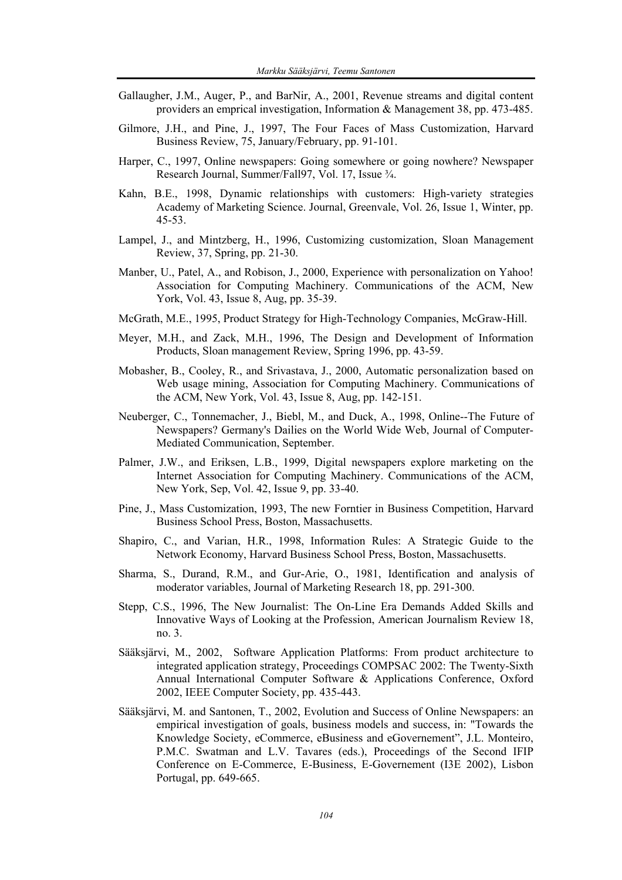Gallaugher, J.M., Auger, P., and BarNir, A., 2001, Revenue streams and digital content providers an emprical investigation, Information & Management 38, pp. 473-485.

Gilmore, J.H., and Pine, J., 1997, The Four Faces of Mass Customization, Harvard Business Review, 75, January/February, pp. 91-101.

Harper, C., 1997, Online newspapers: Going somewhere or going nowhere? Newspaper Research Journal, Summer/Fall97, Vol. 17, Issue ¾.

Kahn, B.E., 1998, Dynamic relationships with customers: High-variety strategies Academy of Marketing Science. Journal, Greenvale, Vol. 26, Issue 1, Winter, pp. 45-53.

Lampel, J., and Mintzberg, H., 1996, Customizing customization, Sloan Management Review, 37, Spring, pp. 21-30.

Manber, U., Patel, A., and Robison, J., 2000, Experience with personalization on Yahoo! Association for Computing Machinery. Communications of the ACM, New York, Vol. 43, Issue 8, Aug, pp. 35-39.

McGrath, M.E., 1995, Product Strategy for High-Technology Companies, McGraw-Hill.

Meyer, M.H., and Zack, M.H., 1996, The Design and Development of Information Products, Sloan management Review, Spring 1996, pp. 43-59.

Mobasher, B., Cooley, R., and Srivastava, J., 2000, Automatic personalization based on Web usage mining, Association for Computing Machinery. Communications of the ACM, New York, Vol. 43, Issue 8, Aug, pp. 142-151.

Neuberger, C., Tonnemacher, J., Biebl, M., and Duck, A., 1998, Online--The Future of Newspapers? Germany's Dailies on the World Wide Web, Journal of Computer-Mediated Communication, September.

Palmer, J.W., and Eriksen, L.B., 1999, Digital newspapers explore marketing on the Internet Association for Computing Machinery. Communications of the ACM, New York, Sep, Vol. 42, Issue 9, pp. 33-40.

Pine, J., Mass Customization, 1993, The new Forntier in Business Competition, Harvard Business School Press, Boston, Massachusetts.

Shapiro, C., and Varian, H.R., 1998, Information Rules: A Strategic Guide to the Network Economy, Harvard Business School Press, Boston, Massachusetts.

Sharma, S., Durand, R.M., and Gur-Arie, O., 1981, Identification and analysis of moderator variables, Journal of Marketing Research 18, pp. 291-300.

Stepp, C.S., 1996, The New Journalist: The On-Line Era Demands Added Skills and Innovative Ways of Looking at the Profession, American Journalism Review 18, no. 3.

Sääksjärvi, M., 2002, Software Application Platforms: From product architecture to integrated application strategy, Proceedings COMPSAC 2002: The Twenty-Sixth Annual International Computer Software & Applications Conference, Oxford 2002, IEEE Computer Society, pp. 435-443.

Sääksjärvi, M. and Santonen, T., 2002, Evolution and Success of Online Newspapers: an empirical investigation of goals, business models and success, in: "Towards the Knowledge Society, eCommerce, eBusiness and eGovernement", J.L. Monteiro, P.M.C. Swatman and L.V. Tavares (eds.), Proceedings of the Second IFIP Conference on E-Commerce, E-Business, E-Governement (I3E 2002), Lisbon Portugal, pp. 649-665.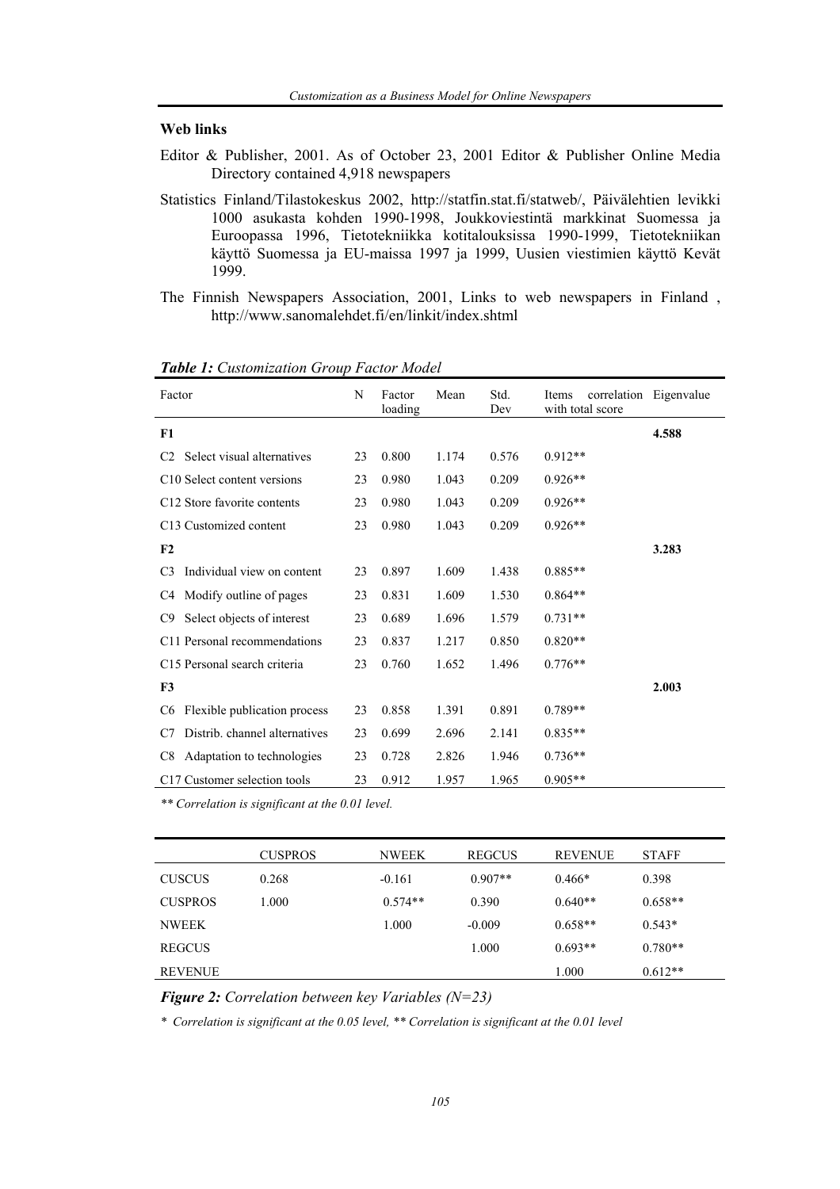### Web links

Editor & Publisher, 2001. As of October 23, 2001 Editor & Publisher Online Media Directory contained 4,918 newspapers

Statistics Finland/Tilastokeskus 2002, http://statfin.stat.fi/statweb/, Päivälehtien levikki 1000 asukasta kohden 1990-1998, Joukkoviestintä markkinat Suomessa ja Euroopassa 1996, Tietotekniikka kotitalouksissa 1990-1999, Tietotekniikan käyttö Suomessa ja EU-maissa 1997 ja 1999, Uusien viestimien käyttö Kevät 1999.

The Finnish Newspapers Association, 2001, Links to web newspapers in Finland , http://www.sanomalehdet.fi/en/linkit/index.shtml

***Table 1:*** *Customization Group Factor Model*

| Factor | N | Factor loading | Mean | Std. Dev | Items correlation with total score | Eigenvalue |
|---|---|---|---|---|---|---|
| **F1** | | | | | | **4.588** |
| C2 Select visual alternatives | 23 | 0.800 | 1.174 | 0.576 | 0.912** | |
| C10 Select content versions | 23 | 0.980 | 1.043 | 0.209 | 0.926** | |
| C12 Store favorite contents | 23 | 0.980 | 1.043 | 0.209 | 0.926** | |
| C13 Customized content | 23 | 0.980 | 1.043 | 0.209 | 0.926** | |
| **F2** | | | | | | **3.283** |
| C3 Individual view on content | 23 | 0.897 | 1.609 | 1.438 | 0.885** | |
| C4 Modify outline of pages | 23 | 0.831 | 1.609 | 1.530 | 0.864** | |
| C9 Select objects of interest | 23 | 0.689 | 1.696 | 1.579 | 0.731** | |
| C11 Personal recommendations | 23 | 0.837 | 1.217 | 0.850 | 0.820** | |
| C15 Personal search criteria | 23 | 0.760 | 1.652 | 1.496 | 0.776** | |
| **F3** | | | | | | **2.003** |
| C6 Flexible publication process | 23 | 0.858 | 1.391 | 0.891 | 0.789** | |
| C7 Distrib. channel alternatives | 23 | 0.699 | 2.696 | 2.141 | 0.835** | |
| C8 Adaptation to technologies | 23 | 0.728 | 2.826 | 1.946 | 0.736** | |
| C17 Customer selection tools | 23 | 0.912 | 1.957 | 1.965 | 0.905** | |

*\*\* Correlation is significant at the 0.01 level.*

| | CUSPROS | NWEEK | REGCUS | REVENUE | STAFF |
|---|---|---|---|---|---|
| CUSCUS | 0.268 | -0.161 | 0.907** | 0.466* | 0.398 |
| CUSPROS | 1.000 | 0.574** | 0.390 | 0.640** | 0.658** |
| NWEEK | | 1.000 | -0.009 | 0.658** | 0.543* |
| REGCUS | | | 1.000 | 0.693** | 0.780** |
| REVENUE | | | | 1.000 | 0.612** |

***Figure 2:*** *Correlation between key Variables (N=23)*

*\* Correlation is significant at the 0.05 level, \*\* Correlation is significant at the 0.01 level*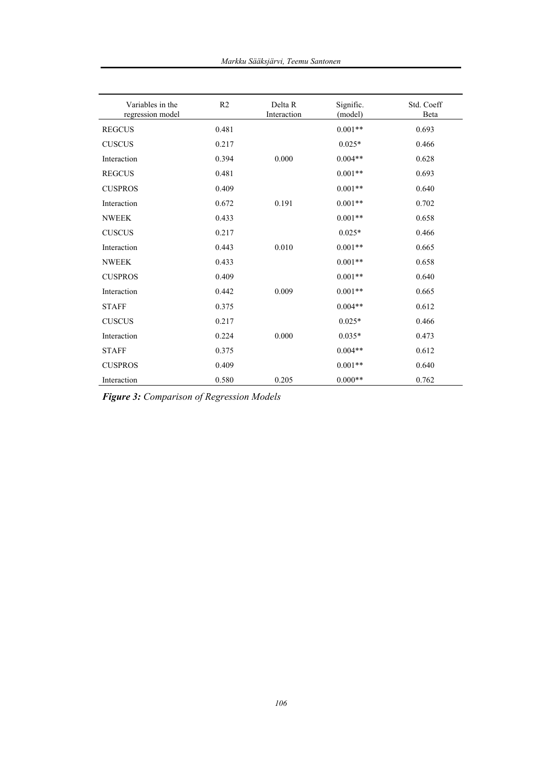| Variables in the regression model | R2 | Delta R Interaction | Signific. (model) | Std. Coeff Beta |
|---|---|---|---|---|
| REGCUS | 0.481 | | 0.001** | 0.693 |
| CUSCUS | 0.217 | | 0.025* | 0.466 |
| Interaction | 0.394 | 0.000 | 0.004** | 0.628 |
| REGCUS | 0.481 | | 0.001** | 0.693 |
| CUSPROS | 0.409 | | 0.001** | 0.640 |
| Interaction | 0.672 | 0.191 | 0.001** | 0.702 |
| NWEEK | 0.433 | | 0.001** | 0.658 |
| CUSCUS | 0.217 | | 0.025* | 0.466 |
| Interaction | 0.443 | 0.010 | 0.001** | 0.665 |
| NWEEK | 0.433 | | 0.001** | 0.658 |
| CUSPROS | 0.409 | | 0.001** | 0.640 |
| Interaction | 0.442 | 0.009 | 0.001** | 0.665 |
| STAFF | 0.375 | | 0.004** | 0.612 |
| CUSCUS | 0.217 | | 0.025* | 0.466 |
| Interaction | 0.224 | 0.000 | 0.035* | 0.473 |
| STAFF | 0.375 | | 0.004** | 0.612 |
| CUSPROS | 0.409 | | 0.001** | 0.640 |
| Interaction | 0.580 | 0.205 | 0.000** | 0.762 |

***Figure 3:*** *Comparison of Regression Models*